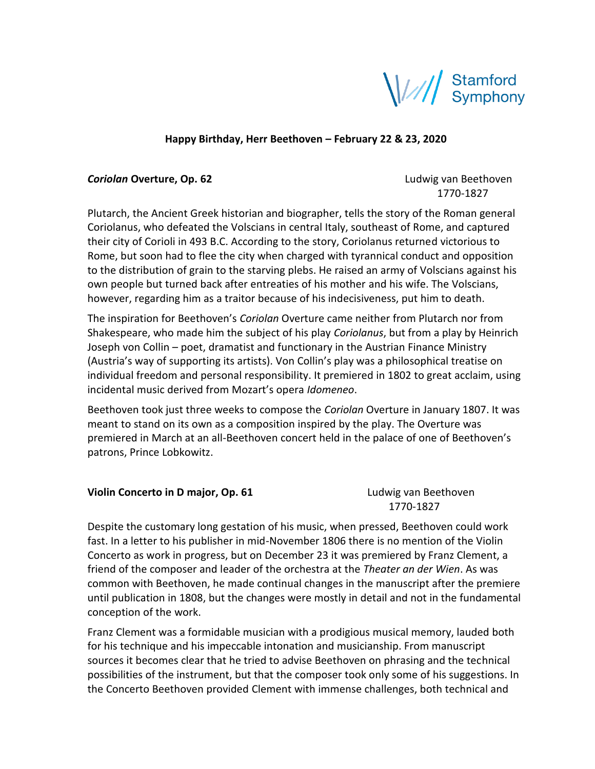Stamford Symphony

**Happy Birthday, Herr Beethoven – February 22 & 23, 2020**

***Coriolan* Overture, Op. 62**

Ludwig van Beethoven
1770-1827

Plutarch, the Ancient Greek historian and biographer, tells the story of the Roman general Coriolanus, who defeated the Volscians in central Italy, southeast of Rome, and captured their city of Corioli in 493 B.C. According to the story, Coriolanus returned victorious to Rome, but soon had to flee the city when charged with tyrannical conduct and opposition to the distribution of grain to the starving plebs. He raised an army of Volscians against his own people but turned back after entreaties of his mother and his wife. The Volscians, however, regarding him as a traitor because of his indecisiveness, put him to death.

The inspiration for Beethoven's *Coriolan* Overture came neither from Plutarch nor from Shakespeare, who made him the subject of his play *Coriolanus*, but from a play by Heinrich Joseph von Collin – poet, dramatist and functionary in the Austrian Finance Ministry (Austria's way of supporting its artists). Von Collin's play was a philosophical treatise on individual freedom and personal responsibility. It premiered in 1802 to great acclaim, using incidental music derived from Mozart's opera *Idomeneo*.

Beethoven took just three weeks to compose the *Coriolan* Overture in January 1807. It was meant to stand on its own as a composition inspired by the play. The Overture was premiered in March at an all-Beethoven concert held in the palace of one of Beethoven's patrons, Prince Lobkowitz.

**Violin Concerto in D major, Op. 61**

Ludwig van Beethoven
1770-1827

Despite the customary long gestation of his music, when pressed, Beethoven could work fast. In a letter to his publisher in mid-November 1806 there is no mention of the Violin Concerto as work in progress, but on December 23 it was premiered by Franz Clement, a friend of the composer and leader of the orchestra at the *Theater an der Wien*. As was common with Beethoven, he made continual changes in the manuscript after the premiere until publication in 1808, but the changes were mostly in detail and not in the fundamental conception of the work.

Franz Clement was a formidable musician with a prodigious musical memory, lauded both for his technique and his impeccable intonation and musicianship. From manuscript sources it becomes clear that he tried to advise Beethoven on phrasing and the technical possibilities of the instrument, but that the composer took only some of his suggestions. In the Concerto Beethoven provided Clement with immense challenges, both technical and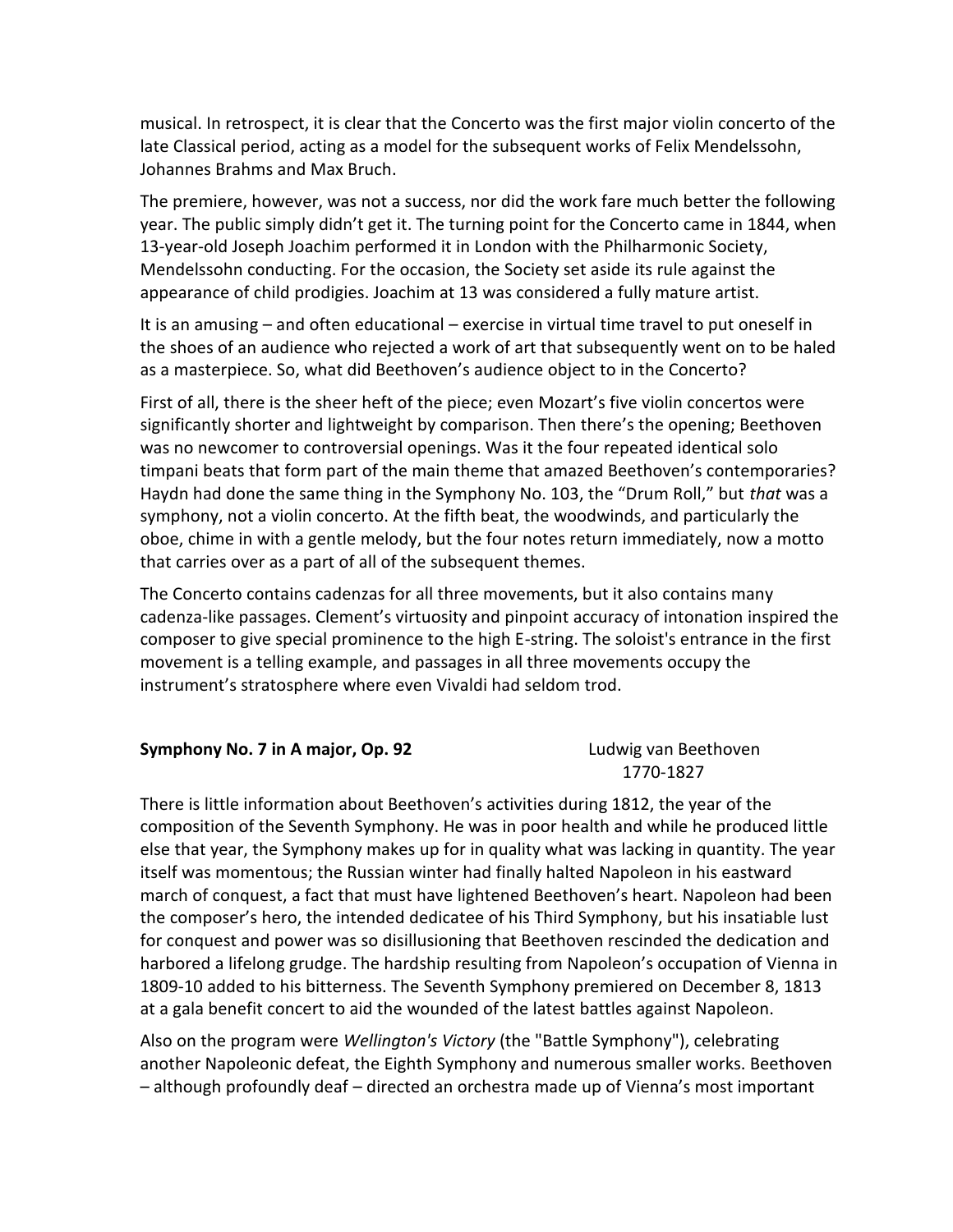musical. In retrospect, it is clear that the Concerto was the first major violin concerto of the late Classical period, acting as a model for the subsequent works of Felix Mendelssohn, Johannes Brahms and Max Bruch.

The premiere, however, was not a success, nor did the work fare much better the following year. The public simply didn't get it. The turning point for the Concerto came in 1844, when 13-year-old Joseph Joachim performed it in London with the Philharmonic Society, Mendelssohn conducting. For the occasion, the Society set aside its rule against the appearance of child prodigies. Joachim at 13 was considered a fully mature artist.

It is an amusing – and often educational – exercise in virtual time travel to put oneself in the shoes of an audience who rejected a work of art that subsequently went on to be haled as a masterpiece. So, what did Beethoven's audience object to in the Concerto?

First of all, there is the sheer heft of the piece; even Mozart's five violin concertos were significantly shorter and lightweight by comparison. Then there's the opening; Beethoven was no newcomer to controversial openings. Was it the four repeated identical solo timpani beats that form part of the main theme that amazed Beethoven's contemporaries? Haydn had done the same thing in the Symphony No. 103, the "Drum Roll," but *that* was a symphony, not a violin concerto. At the fifth beat, the woodwinds, and particularly the oboe, chime in with a gentle melody, but the four notes return immediately, now a motto that carries over as a part of all of the subsequent themes.

The Concerto contains cadenzas for all three movements, but it also contains many cadenza-like passages. Clement's virtuosity and pinpoint accuracy of intonation inspired the composer to give special prominence to the high E-string. The soloist's entrance in the first movement is a telling example, and passages in all three movements occupy the instrument's stratosphere where even Vivaldi had seldom trod.

**Symphony No. 7 in A major, Op. 92** — Ludwig van Beethoven, 1770-1827

There is little information about Beethoven's activities during 1812, the year of the composition of the Seventh Symphony. He was in poor health and while he produced little else that year, the Symphony makes up for in quality what was lacking in quantity. The year itself was momentous; the Russian winter had finally halted Napoleon in his eastward march of conquest, a fact that must have lightened Beethoven's heart. Napoleon had been the composer's hero, the intended dedicatee of his Third Symphony, but his insatiable lust for conquest and power was so disillusioning that Beethoven rescinded the dedication and harbored a lifelong grudge. The hardship resulting from Napoleon's occupation of Vienna in 1809-10 added to his bitterness. The Seventh Symphony premiered on December 8, 1813 at a gala benefit concert to aid the wounded of the latest battles against Napoleon.

Also on the program were *Wellington's Victory* (the "Battle Symphony"), celebrating another Napoleonic defeat, the Eighth Symphony and numerous smaller works. Beethoven – although profoundly deaf – directed an orchestra made up of Vienna's most important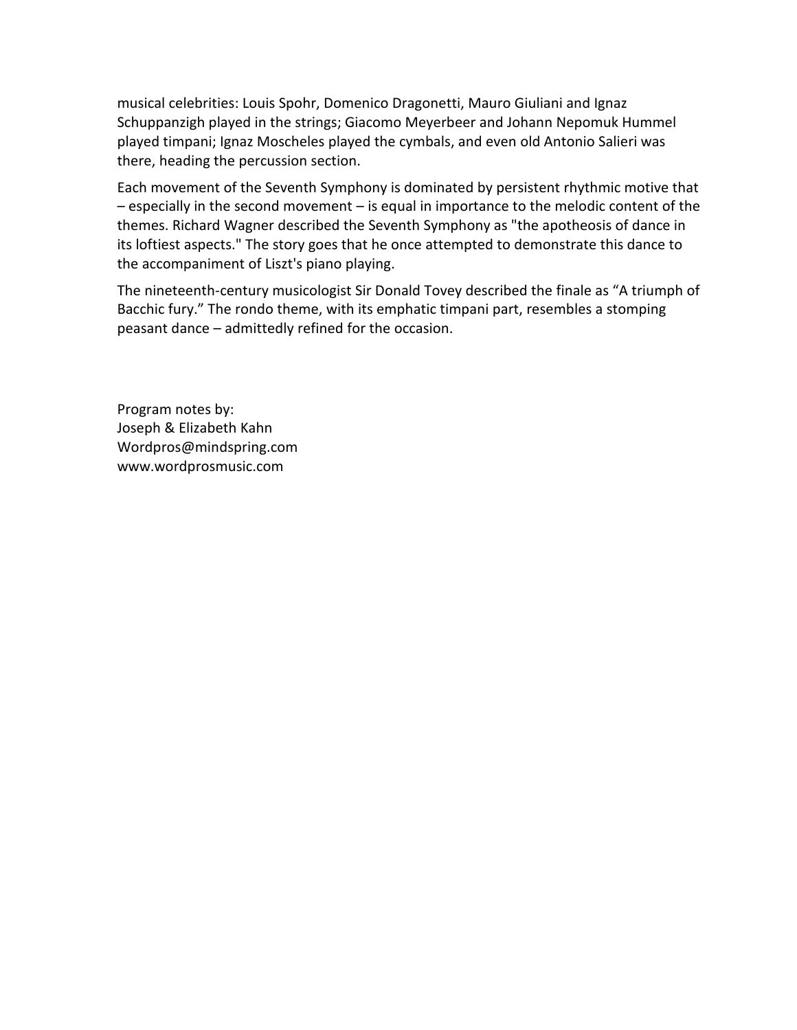musical celebrities: Louis Spohr, Domenico Dragonetti, Mauro Giuliani and Ignaz Schuppanzigh played in the strings; Giacomo Meyerbeer and Johann Nepomuk Hummel played timpani; Ignaz Moscheles played the cymbals, and even old Antonio Salieri was there, heading the percussion section.

Each movement of the Seventh Symphony is dominated by persistent rhythmic motive that – especially in the second movement – is equal in importance to the melodic content of the themes. Richard Wagner described the Seventh Symphony as "the apotheosis of dance in its loftiest aspects." The story goes that he once attempted to demonstrate this dance to the accompaniment of Liszt's piano playing.

The nineteenth-century musicologist Sir Donald Tovey described the finale as "A triumph of Bacchic fury." The rondo theme, with its emphatic timpani part, resembles a stomping peasant dance – admittedly refined for the occasion.

Program notes by:
Joseph & Elizabeth Kahn
Wordpros@mindspring.com
www.wordprosmusic.com